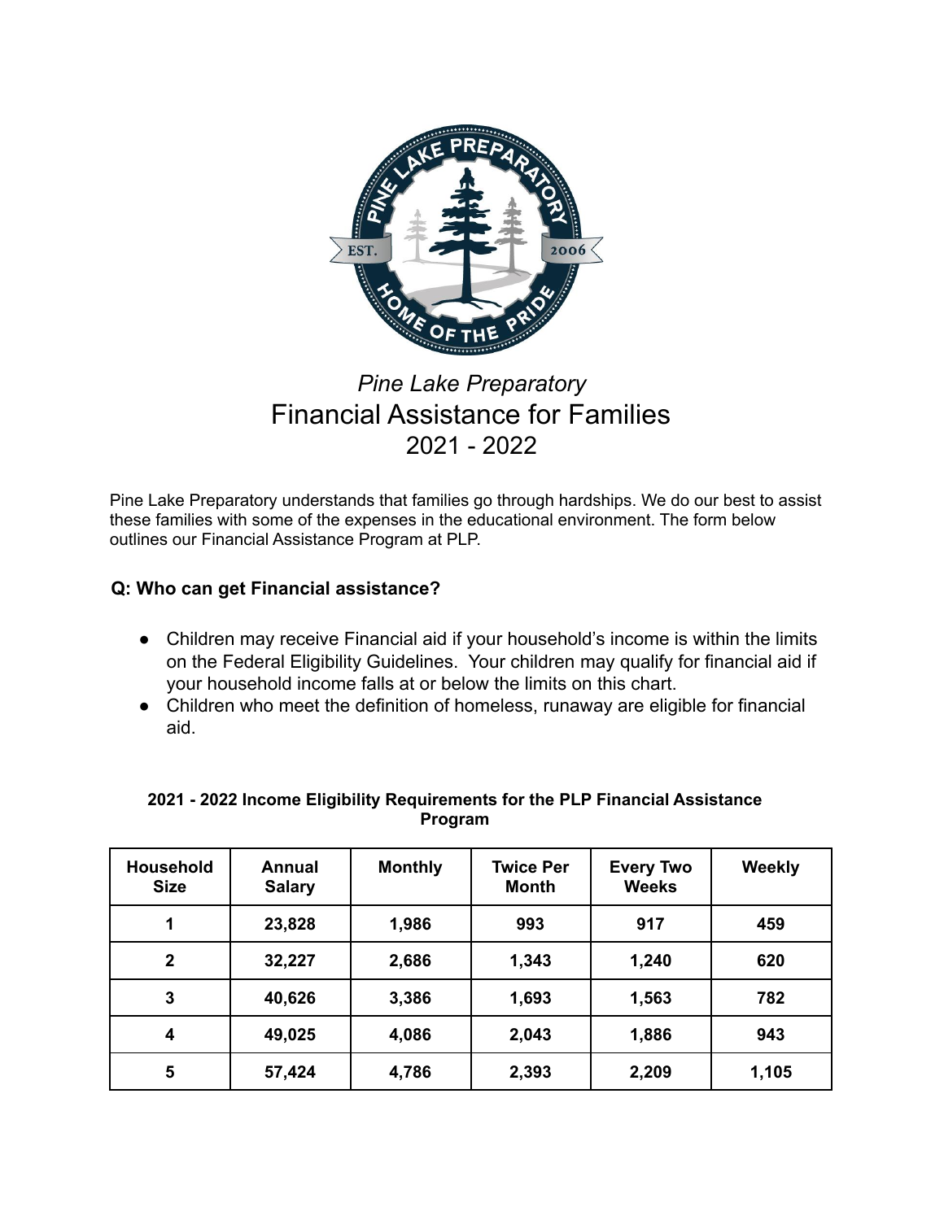# *Pine Lake Preparatory*
# Financial Assistance for Families
## 2021 - 2022

Pine Lake Preparatory understands that families go through hardships. We do our best to assist these families with some of the expenses in the educational environment. The form below outlines our Financial Assistance Program at PLP.

### Q: Who can get Financial assistance?

- Children may receive Financial aid if your household's income is within the limits on the Federal Eligibility Guidelines. Your children may qualify for financial aid if your household income falls at or below the limits on this chart.
- Children who meet the definition of homeless, runaway are eligible for financial aid.

**2021 - 2022 Income Eligibility Requirements for the PLP Financial Assistance Program**

| Household Size | Annual Salary | Monthly | Twice Per Month | Every Two Weeks | Weekly |
|---|---|---|---|---|---|
| 1 | 23,828 | 1,986 | 993 | 917 | 459 |
| 2 | 32,227 | 2,686 | 1,343 | 1,240 | 620 |
| 3 | 40,626 | 3,386 | 1,693 | 1,563 | 782 |
| 4 | 49,025 | 4,086 | 2,043 | 1,886 | 943 |
| 5 | 57,424 | 4,786 | 2,393 | 2,209 | 1,105 |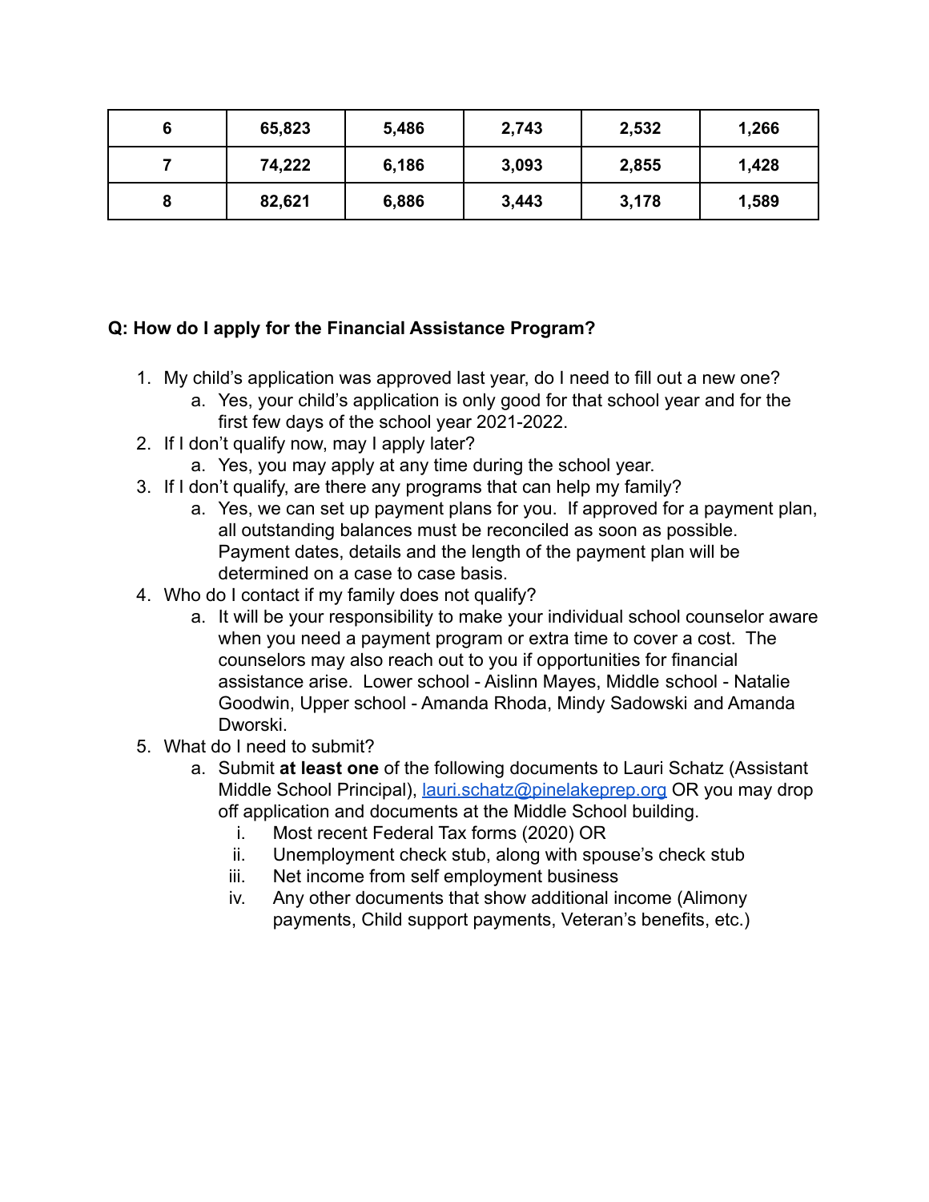| | | | | | |
|---|---|---|---|---|---|
| **6** | **65,823** | **5,486** | **2,743** | **2,532** | **1,266** |
| **7** | **74,222** | **6,186** | **3,093** | **2,855** | **1,428** |
| **8** | **82,621** | **6,886** | **3,443** | **3,178** | **1,589** |

**Q: How do I apply for the Financial Assistance Program?**

1. My child's application was approved last year, do I need to fill out a new one?
    a. Yes, your child's application is only good for that school year and for the first few days of the school year 2021-2022.
2. If I don't qualify now, may I apply later?
    a. Yes, you may apply at any time during the school year.
3. If I don't qualify, are there any programs that can help my family?
    a. Yes, we can set up payment plans for you. If approved for a payment plan, all outstanding balances must be reconciled as soon as possible. Payment dates, details and the length of the payment plan will be determined on a case to case basis.
4. Who do I contact if my family does not qualify?
    a. It will be your responsibility to make your individual school counselor aware when you need a payment program or extra time to cover a cost. The counselors may also reach out to you if opportunities for financial assistance arise. Lower school - Aislinn Mayes, Middle school - Natalie Goodwin, Upper school - Amanda Rhoda, Mindy Sadowski and Amanda Dworski.
5. What do I need to submit?
    a. Submit **at least one** of the following documents to Lauri Schatz (Assistant Middle School Principal), [lauri.schatz@pinelakeprep.org](mailto:lauri.schatz@pinelakeprep.org) OR you may drop off application and documents at the Middle School building.
        i. Most recent Federal Tax forms (2020) OR
        ii. Unemployment check stub, along with spouse's check stub
        iii. Net income from self employment business
        iv. Any other documents that show additional income (Alimony payments, Child support payments, Veteran's benefits, etc.)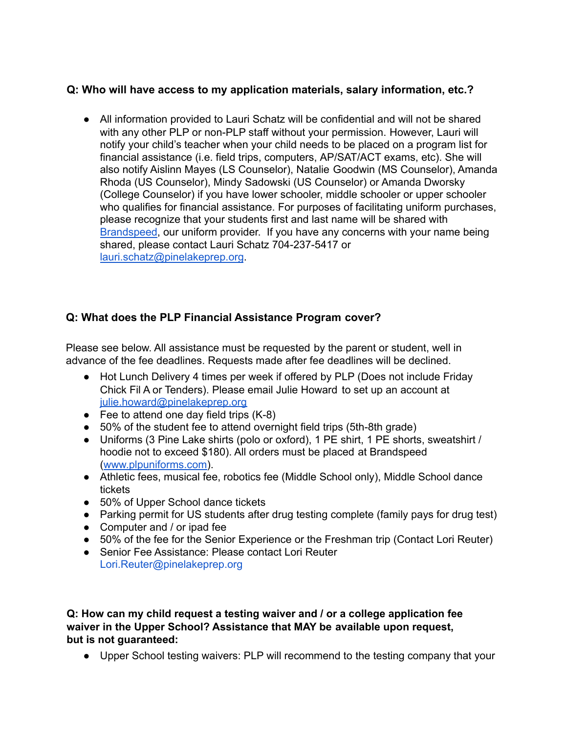**Q: Who will have access to my application materials, salary information, etc.?**

- All information provided to Lauri Schatz will be confidential and will not be shared with any other PLP or non-PLP staff without your permission. However, Lauri will notify your child's teacher when your child needs to be placed on a program list for financial assistance (i.e. field trips, computers, AP/SAT/ACT exams, etc). She will also notify Aislinn Mayes (LS Counselor), Natalie Goodwin (MS Counselor), Amanda Rhoda (US Counselor), Mindy Sadowski (US Counselor) or Amanda Dworsky (College Counselor) if you have lower schooler, middle schooler or upper schooler who qualifies for financial assistance. For purposes of facilitating uniform purchases, please recognize that your students first and last name will be shared with Brandspeed, our uniform provider. If you have any concerns with your name being shared, please contact Lauri Schatz 704-237-5417 or lauri.schatz@pinelakeprep.org.

**Q: What does the PLP Financial Assistance Program cover?**

Please see below. All assistance must be requested by the parent or student, well in advance of the fee deadlines. Requests made after fee deadlines will be declined.

- Hot Lunch Delivery 4 times per week if offered by PLP (Does not include Friday Chick Fil A or Tenders). Please email Julie Howard to set up an account at julie.howard@pinelakeprep.org
- Fee to attend one day field trips (K-8)
- 50% of the student fee to attend overnight field trips (5th-8th grade)
- Uniforms (3 Pine Lake shirts (polo or oxford), 1 PE shirt, 1 PE shorts, sweatshirt / hoodie not to exceed $180). All orders must be placed at Brandspeed (www.plpuniforms.com).
- Athletic fees, musical fee, robotics fee (Middle School only), Middle School dance tickets
- 50% of Upper School dance tickets
- Parking permit for US students after drug testing complete (family pays for drug test)
- Computer and / or ipad fee
- 50% of the fee for the Senior Experience or the Freshman trip (Contact Lori Reuter)
- Senior Fee Assistance: Please contact Lori Reuter Lori.Reuter@pinelakeprep.org

**Q: How can my child request a testing waiver and / or a college application fee waiver in the Upper School? Assistance that MAY be available upon request, but is not guaranteed:**

- Upper School testing waivers: PLP will recommend to the testing company that your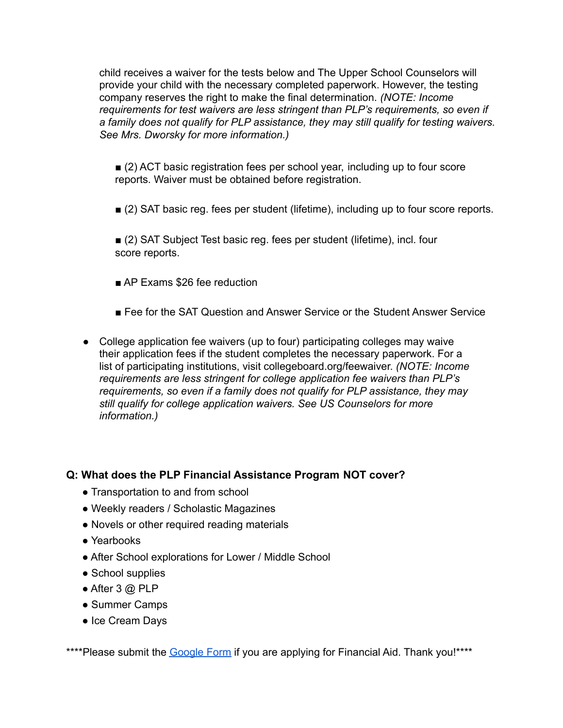child receives a waiver for the tests below and The Upper School Counselors will provide your child with the necessary completed paperwork. However, the testing company reserves the right to make the final determination. *(NOTE: Income requirements for test waivers are less stringent than PLP's requirements, so even if a family does not qualify for PLP assistance, they may still qualify for testing waivers. See Mrs. Dworsky for more information.)*

- ■ (2) ACT basic registration fees per school year, including up to four score reports. Waiver must be obtained before registration.
- ■ (2) SAT basic reg. fees per student (lifetime), including up to four score reports.
- ■ (2) SAT Subject Test basic reg. fees per student (lifetime), incl. four score reports.
- ■ AP Exams $26 fee reduction
- ■ Fee for the SAT Question and Answer Service or the Student Answer Service

- College application fee waivers (up to four) participating colleges may waive their application fees if the student completes the necessary paperwork. For a list of participating institutions, visit collegeboard.org/feewaiver. *(NOTE: Income requirements are less stringent for college application fee waivers than PLP's requirements, so even if a family does not qualify for PLP assistance, they may still qualify for college application waivers. See US Counselors for more information.)*

**Q: What does the PLP Financial Assistance Program NOT cover?**

- Transportation to and from school
- Weekly readers / Scholastic Magazines
- Novels or other required reading materials
- Yearbooks
- After School explorations for Lower / Middle School
- School supplies
- After 3 @ PLP
- Summer Camps
- Ice Cream Days

****Please submit the [Google Form]() if you are applying for Financial Aid. Thank you!****